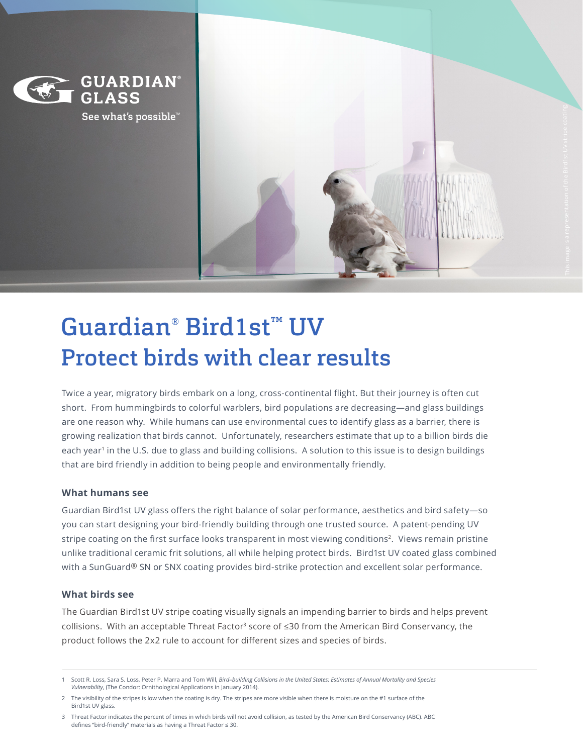GUARDIAN® GLASS

See what's possible™

This image is a representation of the Bird1st UV stripe coating

# Guardian® Bird1st™ UV
# Protect birds with clear results

Twice a year, migratory birds embark on a long, cross-continental flight. But their journey is often cut short. From hummingbirds to colorful warblers, bird populations are decreasing—and glass buildings are one reason why. While humans can use environmental cues to identify glass as a barrier, there is growing realization that birds cannot. Unfortunately, researchers estimate that up to a billion birds die each year[1] in the U.S. due to glass and building collisions. A solution to this issue is to design buildings that are bird friendly in addition to being people and environmentally friendly.

### What humans see

Guardian Bird1st UV glass offers the right balance of solar performance, aesthetics and bird safety—so you can start designing your bird-friendly building through one trusted source. A patent-pending UV stripe coating on the first surface looks transparent in most viewing conditions[2]. Views remain pristine unlike traditional ceramic frit solutions, all while helping protect birds. Bird1st UV coated glass combined with a SunGuard® SN or SNX coating provides bird-strike protection and excellent solar performance.

### What birds see

The Guardian Bird1st UV stripe coating visually signals an impending barrier to birds and helps prevent collisions. With an acceptable Threat Factor[3] score of ≤30 from the American Bird Conservancy, the product follows the 2x2 rule to account for different sizes and species of birds.

---

1 Scott R. Loss, Sara S. Loss, Peter P. Marra and Tom Will, *Bird–building Collisions in the United States: Estimates of Annual Mortality and Species Vulnerability*, (The Condor: Ornithological Applications in January 2014).

2 The visibility of the stripes is low when the coating is dry. The stripes are more visible when there is moisture on the #1 surface of the Bird1st UV glass.

3 Threat Factor indicates the percent of times in which birds will not avoid collision, as tested by the American Bird Conservancy (ABC). ABC defines "bird-friendly" materials as having a Threat Factor ≤ 30.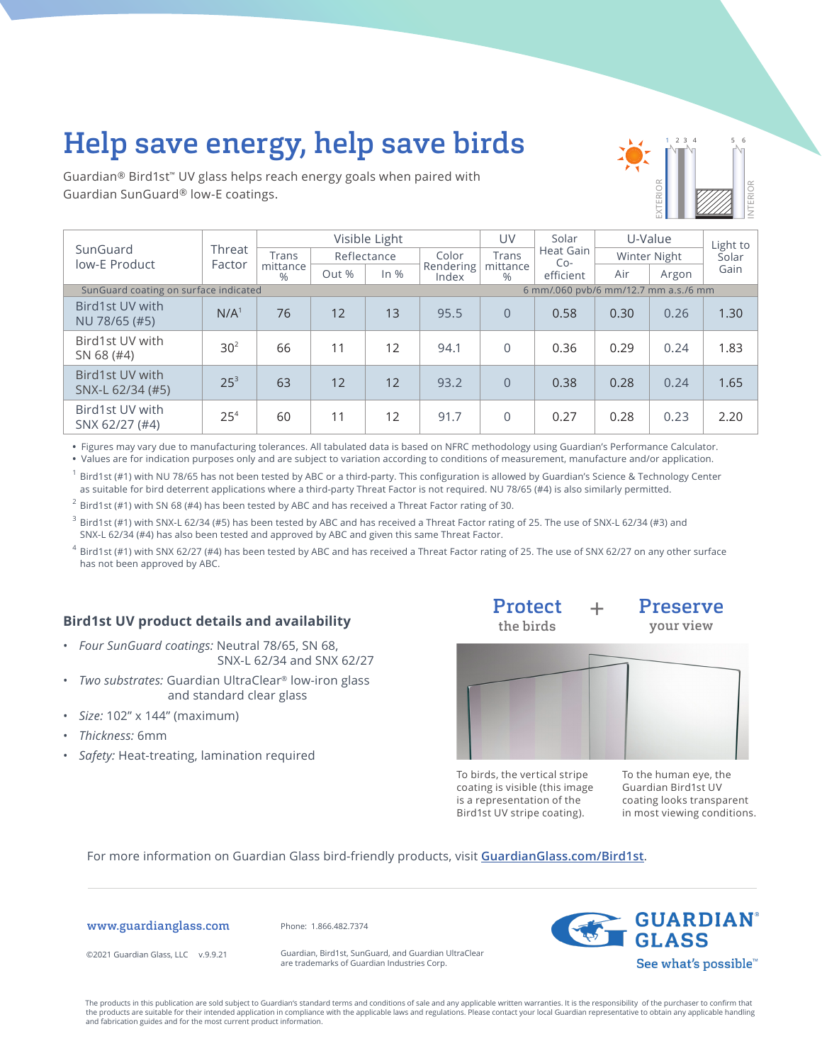# Help save energy, help save birds

Guardian® Bird1st™ UV glass helps reach energy goals when paired with Guardian SunGuard® low-E coatings.

1 2 3 4 5 6
EXTERIOR
INTERIOR

| SunGuard low-E Product | Threat Factor | Visible Light | | | | UV | Solar Heat Gain Co-efficient | U-Value | | Light to Solar Gain |
|---|---|---|---|---|---|---|---|---|---|---|
| | | Trans mittance % | Reflectance | | Color Rendering Index | Trans mittance % | | Winter Night | | |
| | | | Out % | In % | | | | Air | Argon | |
| SunGuard coating on surface indicated | | | | | | 6 mm/.060 pvb/6 mm/12.7 mm a.s./6 mm | | | | |
| Bird1st UV with NU 78/65 (#5) | N/A[1] | 76 | 12 | 13 | 95.5 | 0 | 0.58 | 0.30 | 0.26 | 1.30 |
| Bird1st UV with SN 68 (#4) | 30[2] | 66 | 11 | 12 | 94.1 | 0 | 0.36 | 0.29 | 0.24 | 1.83 |
| Bird1st UV with SNX-L 62/34 (#5) | 25[3] | 63 | 12 | 12 | 93.2 | 0 | 0.38 | 0.28 | 0.24 | 1.65 |
| Bird1st UV with SNX 62/27 (#4) | 25[4] | 60 | 11 | 12 | 91.7 | 0 | 0.27 | 0.28 | 0.23 | 2.20 |

- Figures may vary due to manufacturing tolerances. All tabulated data is based on NFRC methodology using Guardian's Performance Calculator.
- Values are for indication purposes only and are subject to variation according to conditions of measurement, manufacture and/or application.

[1] Bird1st (#1) with NU 78/65 has not been tested by ABC or a third-party. This configuration is allowed by Guardian's Science & Technology Center as suitable for bird deterrent applications where a third-party Threat Factor is not required. NU 78/65 (#4) is also similarly permitted.

[2] Bird1st (#1) with SN 68 (#4) has been tested by ABC and has received a Threat Factor rating of 30.

[3] Bird1st (#1) with SNX-L 62/34 (#5) has been tested by ABC and has received a Threat Factor rating of 25. The use of SNX-L 62/34 (#3) and SNX-L 62/34 (#4) has also been tested and approved by ABC and given this same Threat Factor.

[4] Bird1st (#1) with SNX 62/27 (#4) has been tested by ABC and has received a Threat Factor rating of 25. The use of SNX 62/27 on any other surface has not been approved by ABC.

### Bird1st UV product details and availability

- *Four SunGuard coatings:* Neutral 78/65, SN 68, SNX-L 62/34 and SNX 62/27
- *Two substrates:* Guardian UltraClear® low-iron glass and standard clear glass
- *Size:* 102" x 144" (maximum)
- *Thickness:* 6mm
- *Safety:* Heat-treating, lamination required

**Protect** the birds + **Preserve** your view

To birds, the vertical stripe coating is visible (this image is a representation of the Bird1st UV stripe coating).

To the human eye, the Guardian Bird1st UV coating looks transparent in most viewing conditions.

For more information on Guardian Glass bird-friendly products, visit GuardianGlass.com/Bird1st.

www.guardianglass.com

Phone: 1.866.482.7374

©2021 Guardian Glass, LLC v.9.9.21

Guardian, Bird1st, SunGuard, and Guardian UltraClear are trademarks of Guardian Industries Corp.

GUARDIAN® GLASS
See what's possible™

The products in this publication are sold subject to Guardian's standard terms and conditions of sale and any applicable written warranties. It is the responsibility of the purchaser to confirm that the products are suitable for their intended application in compliance with the applicable laws and regulations. Please contact your local Guardian representative to obtain any applicable handling and fabrication guides and for the most current product information.